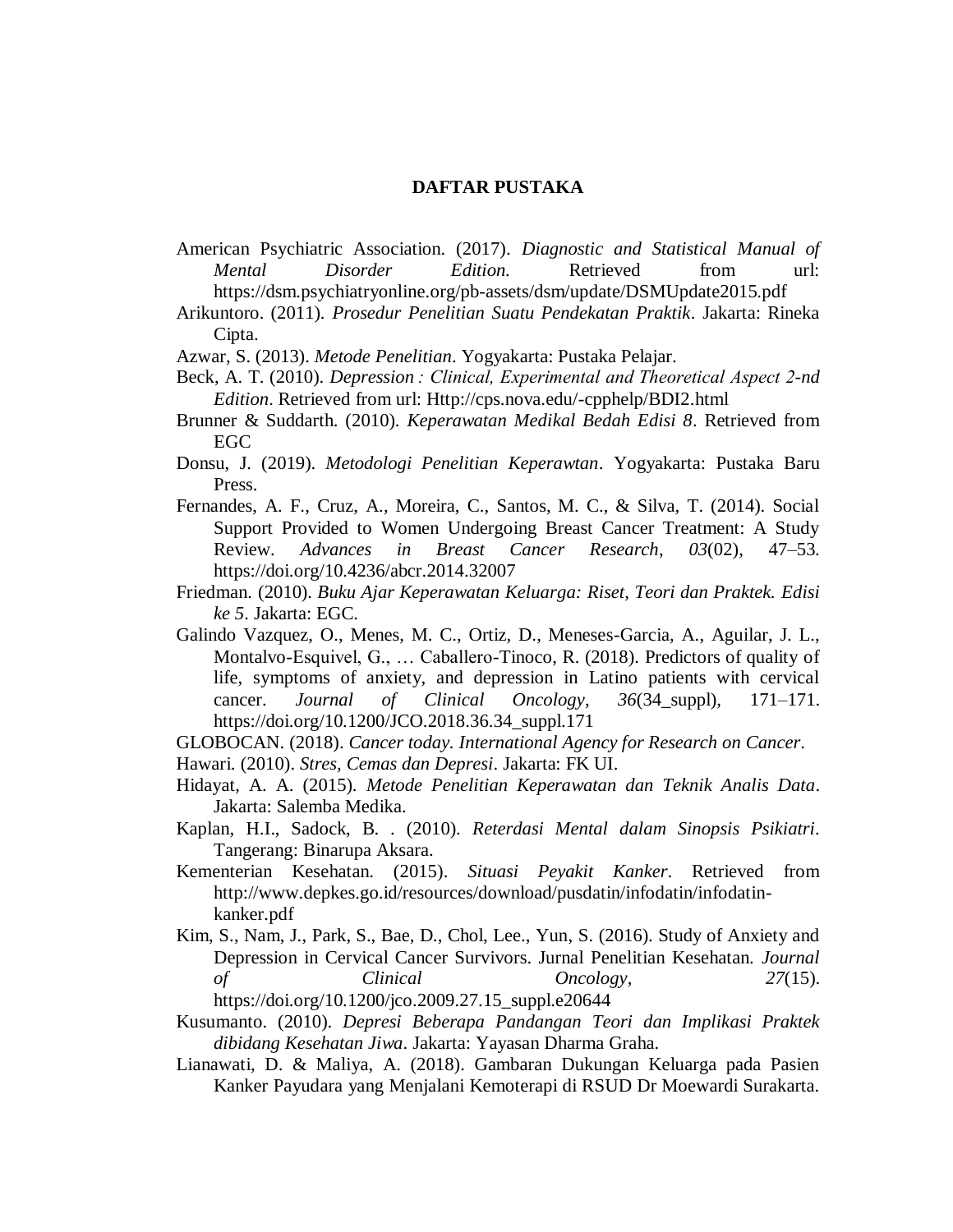# DAFTAR PUSTAKA

American Psychiatric Association. (2017). *Diagnostic and Statistical Manual of Mental Disorder Edition.* Retrieved from url: https://dsm.psychiatryonline.org/pb-assets/dsm/update/DSMUpdate2015.pdf

Arikuntoro. (2011). *Prosedur Penelitian Suatu Pendekatan Praktik*. Jakarta: Rineka Cipta.

Azwar, S. (2013). *Metode Penelitian*. Yogyakarta: Pustaka Pelajar.

Beck, A. T. (2010). *Depression : Clinical, Experimental and Theoretical Aspect 2-nd Edition*. Retrieved from url: Http://cps.nova.edu/-cpphelp/BDI2.html

Brunner & Suddarth. (2010). *Keperawatan Medikal Bedah Edisi 8*. Retrieved from EGC

Donsu, J. (2019). *Metodologi Penelitian Keperawtan*. Yogyakarta: Pustaka Baru Press.

Fernandes, A. F., Cruz, A., Moreira, C., Santos, M. C., & Silva, T. (2014). Social Support Provided to Women Undergoing Breast Cancer Treatment: A Study Review. *Advances in Breast Cancer Research*, *03*(02), 47–53. https://doi.org/10.4236/abcr.2014.32007

Friedman. (2010). *Buku Ajar Keperawatan Keluarga: Riset, Teori dan Praktek. Edisi ke 5*. Jakarta: EGC.

Galindo Vazquez, O., Menes, M. C., Ortiz, D., Meneses-Garcia, A., Aguilar, J. L., Montalvo-Esquivel, G., … Caballero-Tinoco, R. (2018). Predictors of quality of life, symptoms of anxiety, and depression in Latino patients with cervical cancer. *Journal of Clinical Oncology*, *36*(34_suppl), 171–171. https://doi.org/10.1200/JCO.2018.36.34_suppl.171

GLOBOCAN. (2018). *Cancer today. International Agency for Research on Cancer*.

Hawari. (2010). *Stres, Cemas dan Depresi*. Jakarta: FK UI.

Hidayat, A. A. (2015). *Metode Penelitian Keperawatan dan Teknik Analis Data*. Jakarta: Salemba Medika.

Kaplan, H.I., Sadock, B. . (2010). *Reterdasi Mental dalam Sinopsis Psikiatri*. Tangerang: Binarupa Aksara.

Kementerian Kesehatan. (2015). *Situasi Peyakit Kanker*. Retrieved from http://www.depkes.go.id/resources/download/pusdatin/infodatin/infodatin-kanker.pdf

Kim, S., Nam, J., Park, S., Bae, D., Chol, Lee., Yun, S. (2016). Study of Anxiety and Depression in Cervical Cancer Survivors. Jurnal Penelitian Kesehatan. *Journal of Clinical Oncology*, *27*(15). https://doi.org/10.1200/jco.2009.27.15_suppl.e20644

Kusumanto. (2010). *Depresi Beberapa Pandangan Teori dan Implikasi Praktek dibidang Kesehatan Jiwa*. Jakarta: Yayasan Dharma Graha.

Lianawati, D. & Maliya, A. (2018). Gambaran Dukungan Keluarga pada Pasien Kanker Payudara yang Menjalani Kemoterapi di RSUD Dr Moewardi Surakarta.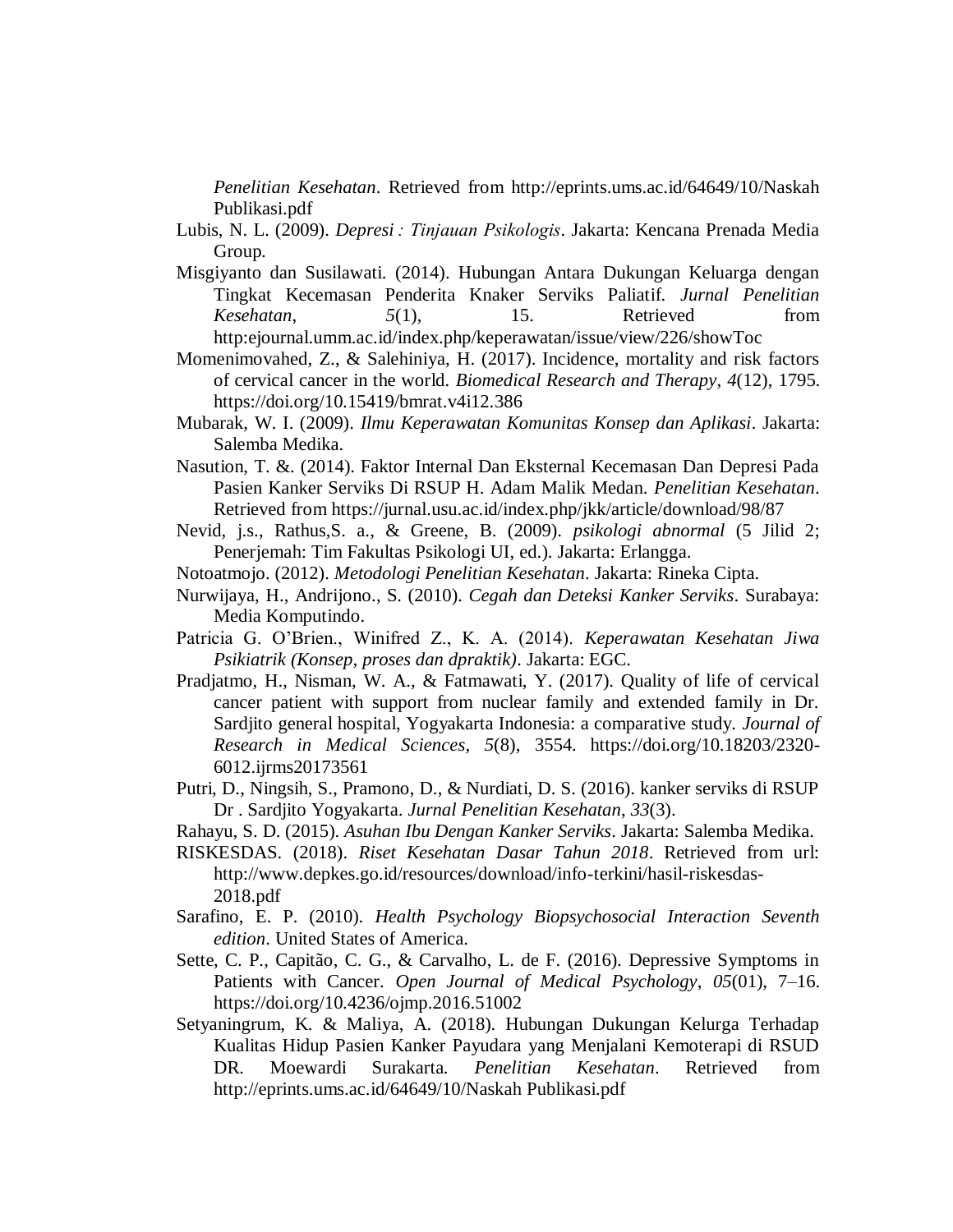*Penelitian Kesehatan*. Retrieved from http://eprints.ums.ac.id/64649/10/Naskah Publikasi.pdf

Lubis, N. L. (2009). *Depresi : Tinjauan Psikologis*. Jakarta: Kencana Prenada Media Group.

Misgiyanto dan Susilawati. (2014). Hubungan Antara Dukungan Keluarga dengan Tingkat Kecemasan Penderita Knaker Serviks Paliatif. *Jurnal Penelitian Kesehatan*, *5*(1), 15. Retrieved from http:ejournal.umm.ac.id/index.php/keperawatan/issue/view/226/showToc

Momenimovahed, Z., & Salehiniya, H. (2017). Incidence, mortality and risk factors of cervical cancer in the world. *Biomedical Research and Therapy*, *4*(12), 1795. https://doi.org/10.15419/bmrat.v4i12.386

Mubarak, W. I. (2009). *Ilmu Keperawatan Komunitas Konsep dan Aplikasi*. Jakarta: Salemba Medika.

Nasution, T. &. (2014). Faktor Internal Dan Eksternal Kecemasan Dan Depresi Pada Pasien Kanker Serviks Di RSUP H. Adam Malik Medan. *Penelitian Kesehatan*. Retrieved from https://jurnal.usu.ac.id/index.php/jkk/article/download/98/87

Nevid, j.s., Rathus,S. a., & Greene, B. (2009). *psikologi abnormal* (5 Jilid 2; Penerjemah: Tim Fakultas Psikologi UI, ed.). Jakarta: Erlangga.

Notoatmojo. (2012). *Metodologi Penelitian Kesehatan*. Jakarta: Rineka Cipta.

Nurwijaya, H., Andrijono., S. (2010). *Cegah dan Deteksi Kanker Serviks*. Surabaya: Media Komputindo.

Patricia G. O'Brien., Winifred Z., K. A. (2014). *Keperawatan Kesehatan Jiwa Psikiatrik (Konsep, proses dan dpraktik)*. Jakarta: EGC.

Pradjatmo, H., Nisman, W. A., & Fatmawati, Y. (2017). Quality of life of cervical cancer patient with support from nuclear family and extended family in Dr. Sardjito general hospital, Yogyakarta Indonesia: a comparative study. *Journal of Research in Medical Sciences*, *5*(8), 3554. https://doi.org/10.18203/2320-6012.ijrms20173561

Putri, D., Ningsih, S., Pramono, D., & Nurdiati, D. S. (2016). kanker serviks di RSUP Dr . Sardjito Yogyakarta. *Jurnal Penelitian Kesehatan*, *33*(3).

Rahayu, S. D. (2015). *Asuhan Ibu Dengan Kanker Serviks*. Jakarta: Salemba Medika.

RISKESDAS. (2018). *Riset Kesehatan Dasar Tahun 2018*. Retrieved from url: http://www.depkes.go.id/resources/download/info-terkini/hasil-riskesdas-2018.pdf

Sarafino, E. P. (2010). *Health Psychology Biopsychosocial Interaction Seventh edition*. United States of America.

Sette, C. P., Capitão, C. G., & Carvalho, L. de F. (2016). Depressive Symptoms in Patients with Cancer. *Open Journal of Medical Psychology*, *05*(01), 7–16. https://doi.org/10.4236/ojmp.2016.51002

Setyaningrum, K. & Maliya, A. (2018). Hubungan Dukungan Kelurga Terhadap Kualitas Hidup Pasien Kanker Payudara yang Menjalani Kemoterapi di RSUD DR. Moewardi Surakarta. *Penelitian Kesehatan*. Retrieved from http://eprints.ums.ac.id/64649/10/Naskah Publikasi.pdf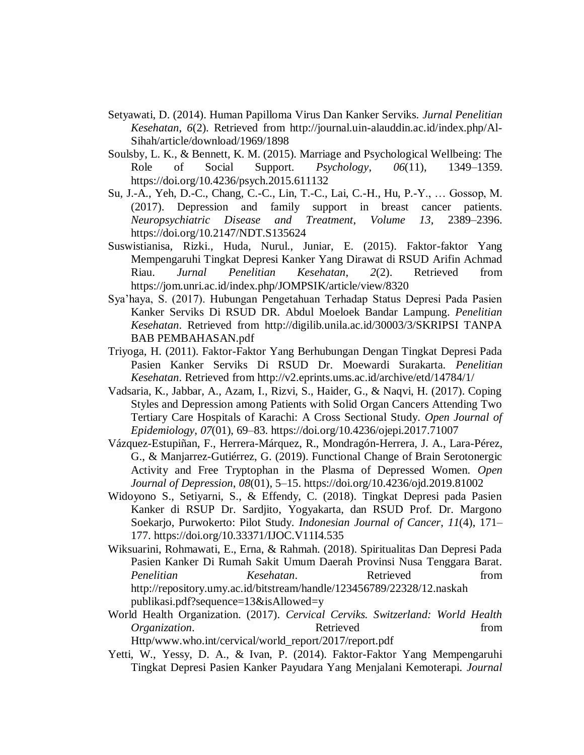Setyawati, D. (2014). Human Papilloma Virus Dan Kanker Serviks. *Jurnal Penelitian Kesehatan*, *6*(2). Retrieved from http://journal.uin-alauddin.ac.id/index.php/Al-Sihah/article/download/1969/1898

Soulsby, L. K., & Bennett, K. M. (2015). Marriage and Psychological Wellbeing: The Role of Social Support. *Psychology*, *06*(11), 1349–1359. https://doi.org/10.4236/psych.2015.611132

Su, J.-A., Yeh, D.-C., Chang, C.-C., Lin, T.-C., Lai, C.-H., Hu, P.-Y., … Gossop, M. (2017). Depression and family support in breast cancer patients. *Neuropsychiatric Disease and Treatment*, *Volume 13*, 2389–2396. https://doi.org/10.2147/NDT.S135624

Suswistianisa, Rizki., Huda, Nurul., Juniar, E. (2015). Faktor-faktor Yang Mempengaruhi Tingkat Depresi Kanker Yang Dirawat di RSUD Arifin Achmad Riau. *Jurnal Penelitian Kesehatan*, *2*(2). Retrieved from https://jom.unri.ac.id/index.php/JOMPSIK/article/view/8320

Sya'haya, S. (2017). Hubungan Pengetahuan Terhadap Status Depresi Pada Pasien Kanker Serviks Di RSUD DR. Abdul Moeloek Bandar Lampung. *Penelitian Kesehatan*. Retrieved from http://digilib.unila.ac.id/30003/3/SKRIPSI TANPA BAB PEMBAHASAN.pdf

Triyoga, H. (2011). Faktor-Faktor Yang Berhubungan Dengan Tingkat Depresi Pada Pasien Kanker Serviks Di RSUD Dr. Moewardi Surakarta. *Penelitian Kesehatan*. Retrieved from http://v2.eprints.ums.ac.id/archive/etd/14784/1/

Vadsaria, K., Jabbar, A., Azam, I., Rizvi, S., Haider, G., & Naqvi, H. (2017). Coping Styles and Depression among Patients with Solid Organ Cancers Attending Two Tertiary Care Hospitals of Karachi: A Cross Sectional Study. *Open Journal of Epidemiology*, *07*(01), 69–83. https://doi.org/10.4236/ojepi.2017.71007

Vázquez-Estupiñan, F., Herrera-Márquez, R., Mondragón-Herrera, J. A., Lara-Pérez, G., & Manjarrez-Gutiérrez, G. (2019). Functional Change of Brain Serotonergic Activity and Free Tryptophan in the Plasma of Depressed Women. *Open Journal of Depression*, *08*(01), 5–15. https://doi.org/10.4236/ojd.2019.81002

Widoyono S., Setiyarni, S., & Effendy, C. (2018). Tingkat Depresi pada Pasien Kanker di RSUP Dr. Sardjito, Yogyakarta, dan RSUD Prof. Dr. Margono Soekarjo, Purwokerto: Pilot Study. *Indonesian Journal of Cancer*, *11*(4), 171–177. https://doi.org/10.33371/IJOC.V11I4.535

Wiksuarini, Rohmawati, E., Erna, & Rahmah. (2018). Spiritualitas Dan Depresi Pada Pasien Kanker Di Rumah Sakit Umum Daerah Provinsi Nusa Tenggara Barat. *Penelitian Kesehatan*. Retrieved from http://repository.umy.ac.id/bitstream/handle/123456789/22328/12.naskah publikasi.pdf?sequence=13&isAllowed=y

World Health Organization. (2017). *Cervical Cerviks. Switzerland: World Health Organization*. Retrieved from Http/www.who.int/cervical/world_report/2017/report.pdf

Yetti, W., Yessy, D. A., & Ivan, P. (2014). Faktor-Faktor Yang Mempengaruhi Tingkat Depresi Pasien Kanker Payudara Yang Menjalani Kemoterapi. *Journal*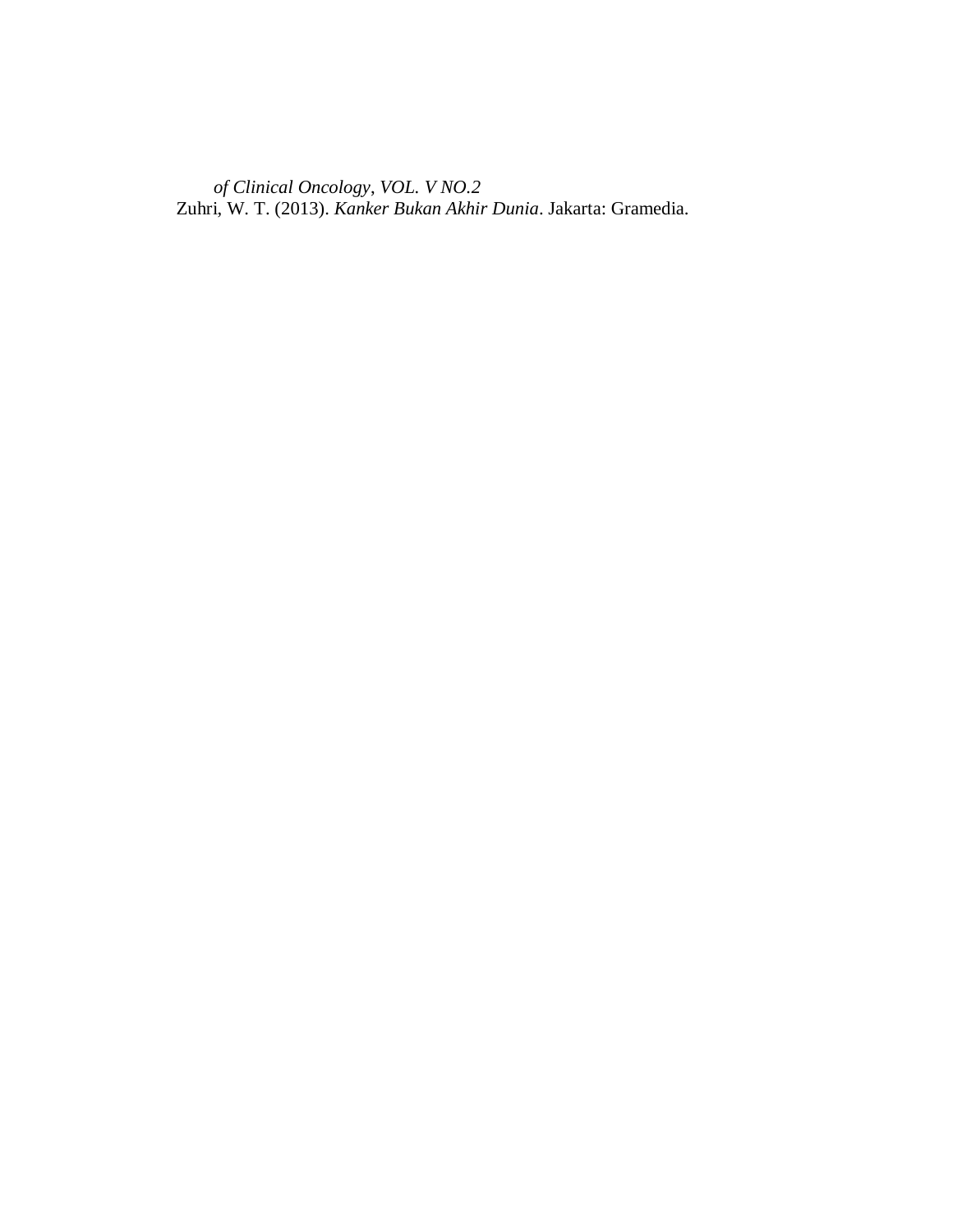*of Clinical Oncology*, *VOL. V NO.2*

Zuhri, W. T. (2013). *Kanker Bukan Akhir Dunia*. Jakarta: Gramedia.